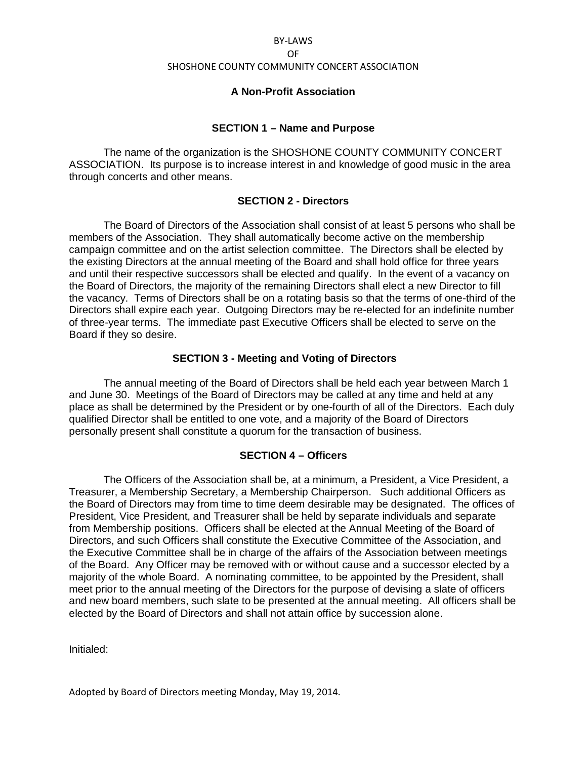BY-LAWS

OF

SHOSHONE COUNTY COMMUNITY CONCERT ASSOCIATION

**A Non-Profit Association**

## SECTION 1 – Name and Purpose

The name of the organization is the SHOSHONE COUNTY COMMUNITY CONCERT ASSOCIATION. Its purpose is to increase interest in and knowledge of good music in the area through concerts and other means.

## SECTION 2 - Directors

The Board of Directors of the Association shall consist of at least 5 persons who shall be members of the Association. They shall automatically become active on the membership campaign committee and on the artist selection committee. The Directors shall be elected by the existing Directors at the annual meeting of the Board and shall hold office for three years and until their respective successors shall be elected and qualify. In the event of a vacancy on the Board of Directors, the majority of the remaining Directors shall elect a new Director to fill the vacancy. Terms of Directors shall be on a rotating basis so that the terms of one-third of the Directors shall expire each year. Outgoing Directors may be re-elected for an indefinite number of three-year terms. The immediate past Executive Officers shall be elected to serve on the Board if they so desire.

## SECTION 3 - Meeting and Voting of Directors

The annual meeting of the Board of Directors shall be held each year between March 1 and June 30. Meetings of the Board of Directors may be called at any time and held at any place as shall be determined by the President or by one-fourth of all of the Directors. Each duly qualified Director shall be entitled to one vote, and a majority of the Board of Directors personally present shall constitute a quorum for the transaction of business.

## SECTION 4 – Officers

The Officers of the Association shall be, at a minimum, a President, a Vice President, a Treasurer, a Membership Secretary, a Membership Chairperson. Such additional Officers as the Board of Directors may from time to time deem desirable may be designated. The offices of President, Vice President, and Treasurer shall be held by separate individuals and separate from Membership positions. Officers shall be elected at the Annual Meeting of the Board of Directors, and such Officers shall constitute the Executive Committee of the Association, and the Executive Committee shall be in charge of the affairs of the Association between meetings of the Board. Any Officer may be removed with or without cause and a successor elected by a majority of the whole Board. A nominating committee, to be appointed by the President, shall meet prior to the annual meeting of the Directors for the purpose of devising a slate of officers and new board members, such slate to be presented at the annual meeting. All officers shall be elected by the Board of Directors and shall not attain office by succession alone.

Initialed:

Adopted by Board of Directors meeting Monday, May 19, 2014.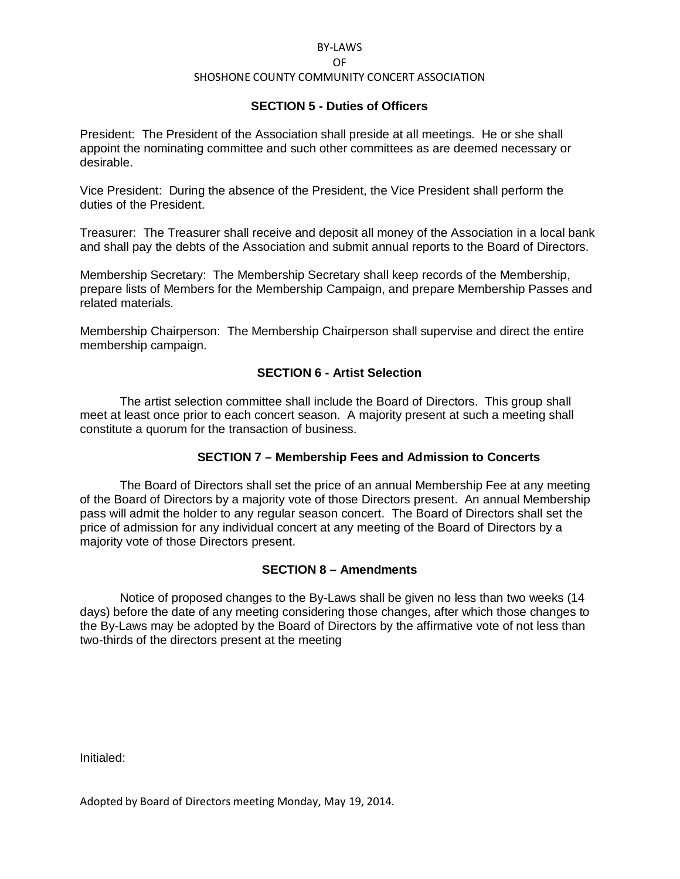### SECTION 5 - Duties of Officers

President: The President of the Association shall preside at all meetings. He or she shall appoint the nominating committee and such other committees as are deemed necessary or desirable.

Vice President: During the absence of the President, the Vice President shall perform the duties of the President.

Treasurer: The Treasurer shall receive and deposit all money of the Association in a local bank and shall pay the debts of the Association and submit annual reports to the Board of Directors.

Membership Secretary: The Membership Secretary shall keep records of the Membership, prepare lists of Members for the Membership Campaign, and prepare Membership Passes and related materials.

Membership Chairperson: The Membership Chairperson shall supervise and direct the entire membership campaign.

### SECTION 6 - Artist Selection

The artist selection committee shall include the Board of Directors. This group shall meet at least once prior to each concert season. A majority present at such a meeting shall constitute a quorum for the transaction of business.

### SECTION 7 – Membership Fees and Admission to Concerts

The Board of Directors shall set the price of an annual Membership Fee at any meeting of the Board of Directors by a majority vote of those Directors present. An annual Membership pass will admit the holder to any regular season concert. The Board of Directors shall set the price of admission for any individual concert at any meeting of the Board of Directors by a majority vote of those Directors present.

### SECTION 8 – Amendments

Notice of proposed changes to the By-Laws shall be given no less than two weeks (14 days) before the date of any meeting considering those changes, after which those changes to the By-Laws may be adopted by the Board of Directors by the affirmative vote of not less than two-thirds of the directors present at the meeting

Initialed:

Adopted by Board of Directors meeting Monday, May 19, 2014.